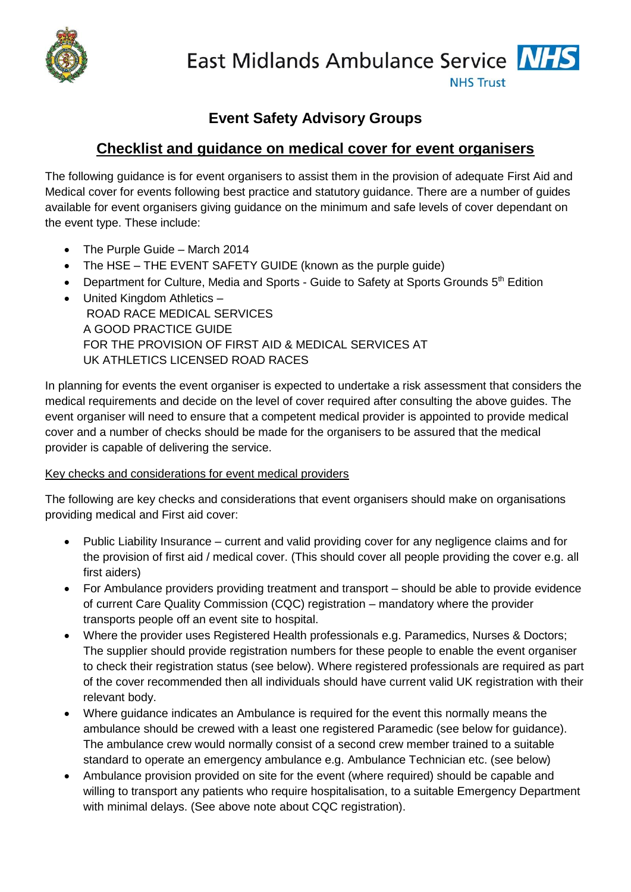East Midlands Ambulance Service NHS Trust

# Event Safety Advisory Groups

## Checklist and guidance on medical cover for event organisers

The following guidance is for event organisers to assist them in the provision of adequate First Aid and Medical cover for events following best practice and statutory guidance. There are a number of guides available for event organisers giving guidance on the minimum and safe levels of cover dependant on the event type. These include:

- The Purple Guide – March 2014
- The HSE – THE EVENT SAFETY GUIDE (known as the purple guide)
- Department for Culture, Media and Sports - Guide to Safety at Sports Grounds 5th Edition
- United Kingdom Athletics –
  ROAD RACE MEDICAL SERVICES
  A GOOD PRACTICE GUIDE
  FOR THE PROVISION OF FIRST AID & MEDICAL SERVICES AT
  UK ATHLETICS LICENSED ROAD RACES

In planning for events the event organiser is expected to undertake a risk assessment that considers the medical requirements and decide on the level of cover required after consulting the above guides. The event organiser will need to ensure that a competent medical provider is appointed to provide medical cover and a number of checks should be made for the organisers to be assured that the medical provider is capable of delivering the service.

Key checks and considerations for event medical providers

The following are key checks and considerations that event organisers should make on organisations providing medical and First aid cover:

- Public Liability Insurance – current and valid providing cover for any negligence claims and for the provision of first aid / medical cover. (This should cover all people providing the cover e.g. all first aiders)
- For Ambulance providers providing treatment and transport – should be able to provide evidence of current Care Quality Commission (CQC) registration – mandatory where the provider transports people off an event site to hospital.
- Where the provider uses Registered Health professionals e.g. Paramedics, Nurses & Doctors; The supplier should provide registration numbers for these people to enable the event organiser to check their registration status (see below). Where registered professionals are required as part of the cover recommended then all individuals should have current valid UK registration with their relevant body.
- Where guidance indicates an Ambulance is required for the event this normally means the ambulance should be crewed with a least one registered Paramedic (see below for guidance). The ambulance crew would normally consist of a second crew member trained to a suitable standard to operate an emergency ambulance e.g. Ambulance Technician etc. (see below)
- Ambulance provision provided on site for the event (where required) should be capable and willing to transport any patients who require hospitalisation, to a suitable Emergency Department with minimal delays. (See above note about CQC registration).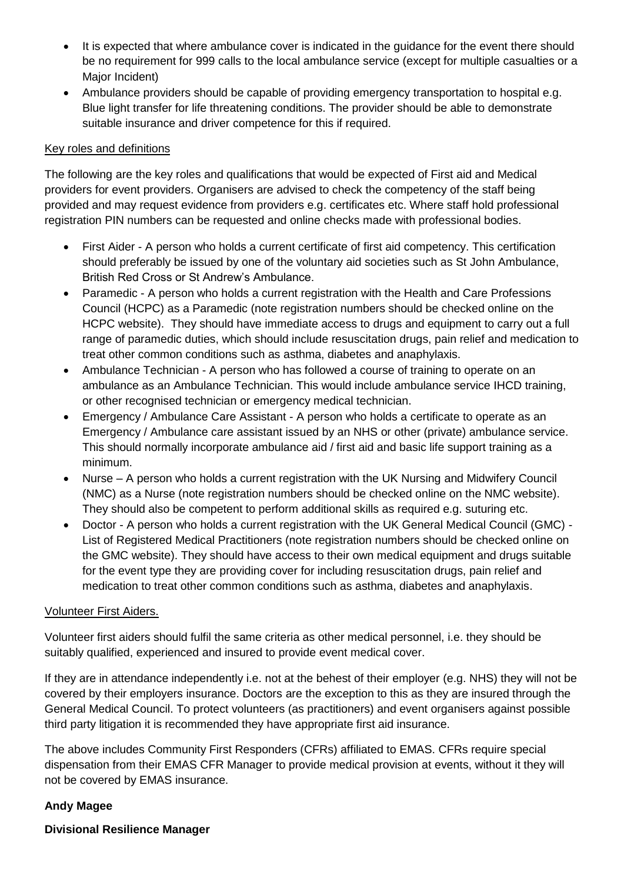- It is expected that where ambulance cover is indicated in the guidance for the event there should be no requirement for 999 calls to the local ambulance service (except for multiple casualties or a Major Incident)
- Ambulance providers should be capable of providing emergency transportation to hospital e.g. Blue light transfer for life threatening conditions. The provider should be able to demonstrate suitable insurance and driver competence for this if required.

<u>Key roles and definitions</u>

The following are the key roles and qualifications that would be expected of First aid and Medical providers for event providers. Organisers are advised to check the competency of the staff being provided and may request evidence from providers e.g. certificates etc. Where staff hold professional registration PIN numbers can be requested and online checks made with professional bodies.

- First Aider - A person who holds a current certificate of first aid competency. This certification should preferably be issued by one of the voluntary aid societies such as St John Ambulance, British Red Cross or St Andrew's Ambulance.
- Paramedic - A person who holds a current registration with the Health and Care Professions Council (HCPC) as a Paramedic (note registration numbers should be checked online on the HCPC website). They should have immediate access to drugs and equipment to carry out a full range of paramedic duties, which should include resuscitation drugs, pain relief and medication to treat other common conditions such as asthma, diabetes and anaphylaxis.
- Ambulance Technician - A person who has followed a course of training to operate on an ambulance as an Ambulance Technician. This would include ambulance service IHCD training, or other recognised technician or emergency medical technician.
- Emergency / Ambulance Care Assistant - A person who holds a certificate to operate as an Emergency / Ambulance care assistant issued by an NHS or other (private) ambulance service. This should normally incorporate ambulance aid / first aid and basic life support training as a minimum.
- Nurse – A person who holds a current registration with the UK Nursing and Midwifery Council (NMC) as a Nurse (note registration numbers should be checked online on the NMC website). They should also be competent to perform additional skills as required e.g. suturing etc.
- Doctor - A person who holds a current registration with the UK General Medical Council (GMC) - List of Registered Medical Practitioners (note registration numbers should be checked online on the GMC website). They should have access to their own medical equipment and drugs suitable for the event type they are providing cover for including resuscitation drugs, pain relief and medication to treat other common conditions such as asthma, diabetes and anaphylaxis.

<u>Volunteer First Aiders.</u>

Volunteer first aiders should fulfil the same criteria as other medical personnel, i.e. they should be suitably qualified, experienced and insured to provide event medical cover.

If they are in attendance independently i.e. not at the behest of their employer (e.g. NHS) they will not be covered by their employers insurance. Doctors are the exception to this as they are insured through the General Medical Council. To protect volunteers (as practitioners) and event organisers against possible third party litigation it is recommended they have appropriate first aid insurance.

The above includes Community First Responders (CFRs) affiliated to EMAS. CFRs require special dispensation from their EMAS CFR Manager to provide medical provision at events, without it they will not be covered by EMAS insurance.

**Andy Magee**

**Divisional Resilience Manager**